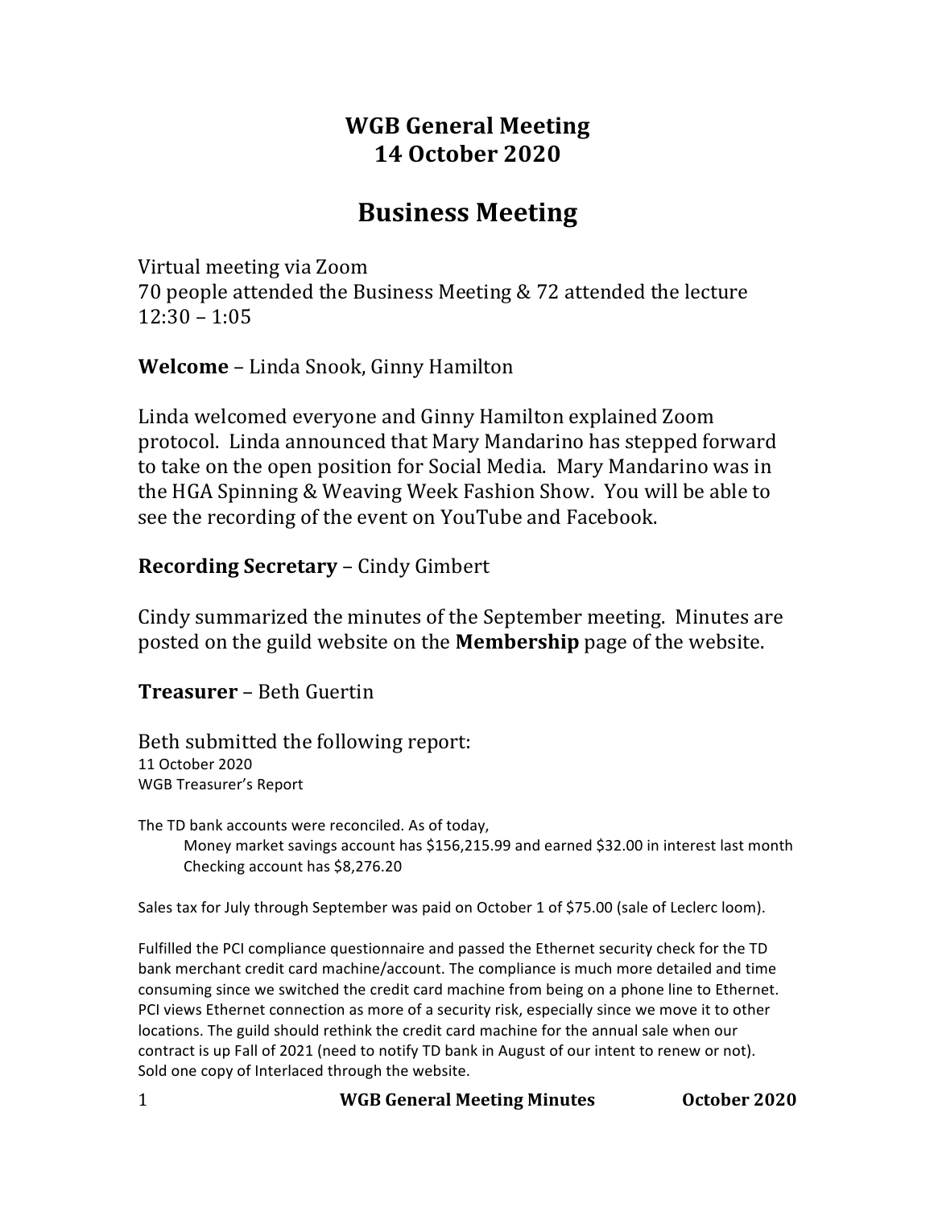# WGB General Meeting
# 14 October 2020

## Business Meeting

Virtual meeting via Zoom
70 people attended the Business Meeting & 72 attended the lecture
12:30 – 1:05

**Welcome** – Linda Snook, Ginny Hamilton

Linda welcomed everyone and Ginny Hamilton explained Zoom protocol. Linda announced that Mary Mandarino has stepped forward to take on the open position for Social Media. Mary Mandarino was in the HGA Spinning & Weaving Week Fashion Show. You will be able to see the recording of the event on YouTube and Facebook.

**Recording Secretary** – Cindy Gimbert

Cindy summarized the minutes of the September meeting. Minutes are posted on the guild website on the **Membership** page of the website.

**Treasurer** – Beth Guertin

Beth submitted the following report:
11 October 2020
WGB Treasurer's Report

The TD bank accounts were reconciled. As of today,

Money market savings account has $156,215.99 and earned $32.00 in interest last month
Checking account has $8,276.20

Sales tax for July through September was paid on October 1 of $75.00 (sale of Leclerc loom).

Fulfilled the PCI compliance questionnaire and passed the Ethernet security check for the TD bank merchant credit card machine/account. The compliance is much more detailed and time consuming since we switched the credit card machine from being on a phone line to Ethernet. PCI views Ethernet connection as more of a security risk, especially since we move it to other locations. The guild should rethink the credit card machine for the annual sale when our contract is up Fall of 2021 (need to notify TD bank in August of our intent to renew or not).
Sold one copy of Interlaced through the website.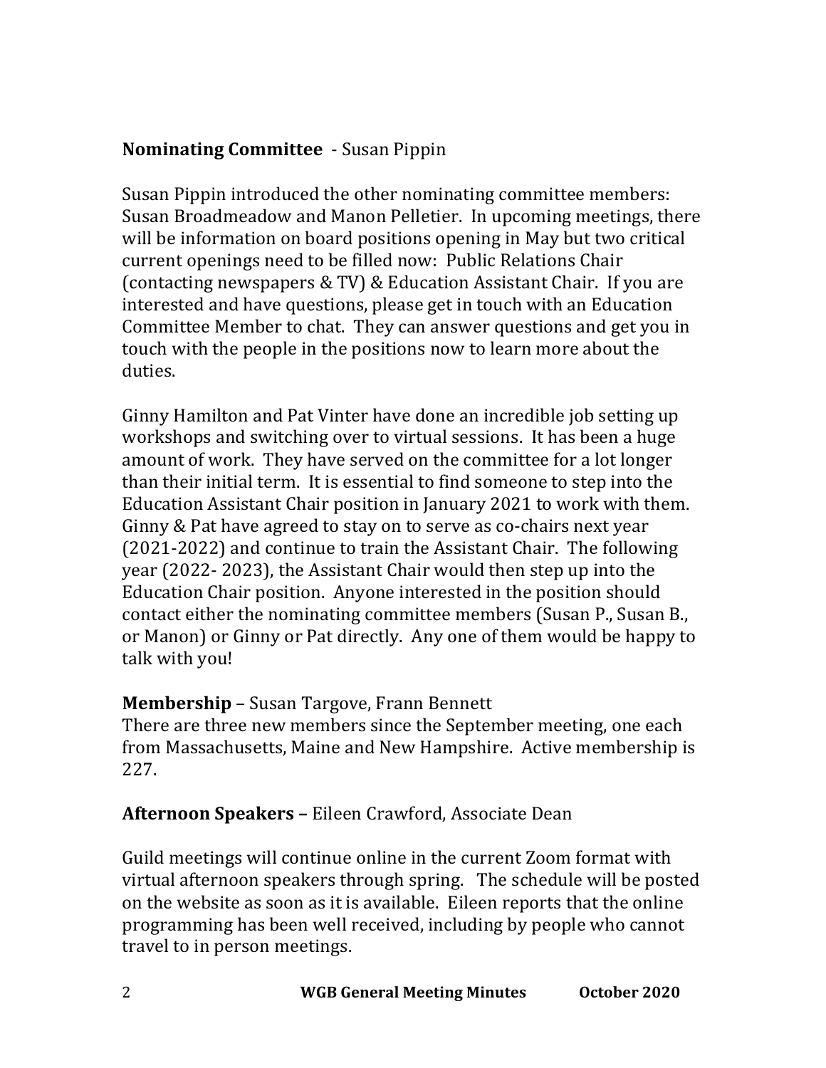**Nominating Committee** - Susan Pippin

Susan Pippin introduced the other nominating committee members: Susan Broadmeadow and Manon Pelletier. In upcoming meetings, there will be information on board positions opening in May but two critical current openings need to be filled now: Public Relations Chair (contacting newspapers & TV) & Education Assistant Chair. If you are interested and have questions, please get in touch with an Education Committee Member to chat. They can answer questions and get you in touch with the people in the positions now to learn more about the duties.

Ginny Hamilton and Pat Vinter have done an incredible job setting up workshops and switching over to virtual sessions. It has been a huge amount of work. They have served on the committee for a lot longer than their initial term. It is essential to find someone to step into the Education Assistant Chair position in January 2021 to work with them. Ginny & Pat have agreed to stay on to serve as co-chairs next year (2021-2022) and continue to train the Assistant Chair. The following year (2022- 2023), the Assistant Chair would then step up into the Education Chair position. Anyone interested in the position should contact either the nominating committee members (Susan P., Susan B., or Manon) or Ginny or Pat directly. Any one of them would be happy to talk with you!

**Membership** – Susan Targove, Frann Bennett

There are three new members since the September meeting, one each from Massachusetts, Maine and New Hampshire. Active membership is 227.

**Afternoon Speakers –** Eileen Crawford, Associate Dean

Guild meetings will continue online in the current Zoom format with virtual afternoon speakers through spring. The schedule will be posted on the website as soon as it is available. Eileen reports that the online programming has been well received, including by people who cannot travel to in person meetings.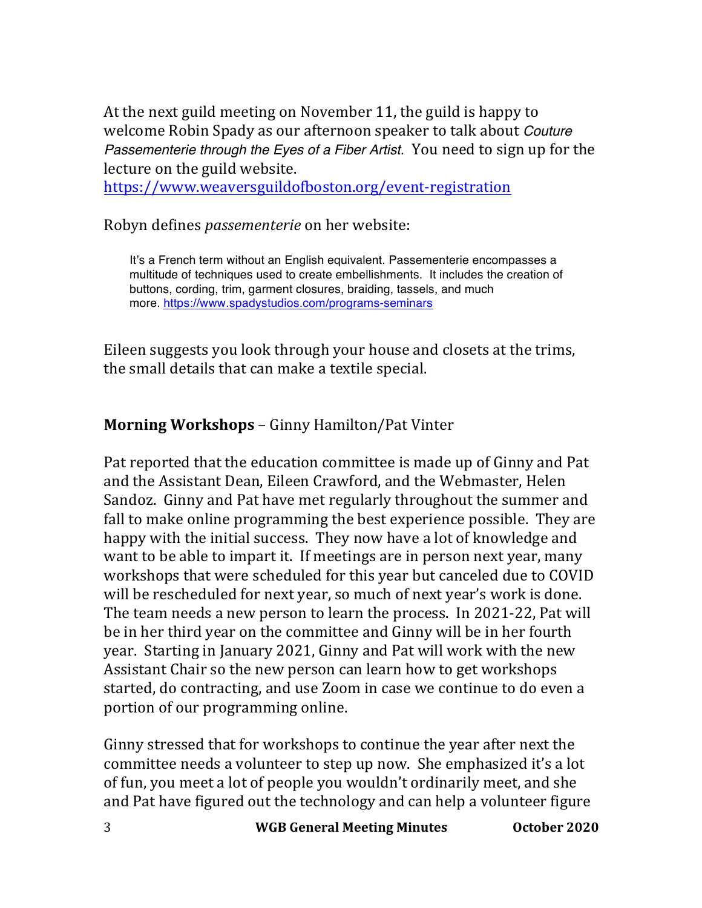At the next guild meeting on November 11, the guild is happy to welcome Robin Spady as our afternoon speaker to talk about *Couture Passementerie through the Eyes of a Fiber Artist*. You need to sign up for the lecture on the guild website.
https://www.weaversguildofboston.org/event-registration

Robyn defines *passementerie* on her website:

> It's a French term without an English equivalent. Passementerie encompasses a multitude of techniques used to create embellishments. It includes the creation of buttons, cording, trim, garment closures, braiding, tassels, and much more. https://www.spadystudios.com/programs-seminars

Eileen suggests you look through your house and closets at the trims, the small details that can make a textile special.

**Morning Workshops** – Ginny Hamilton/Pat Vinter

Pat reported that the education committee is made up of Ginny and Pat and the Assistant Dean, Eileen Crawford, and the Webmaster, Helen Sandoz. Ginny and Pat have met regularly throughout the summer and fall to make online programming the best experience possible. They are happy with the initial success. They now have a lot of knowledge and want to be able to impart it. If meetings are in person next year, many workshops that were scheduled for this year but canceled due to COVID will be rescheduled for next year, so much of next year's work is done. The team needs a new person to learn the process. In 2021-22, Pat will be in her third year on the committee and Ginny will be in her fourth year. Starting in January 2021, Ginny and Pat will work with the new Assistant Chair so the new person can learn how to get workshops started, do contracting, and use Zoom in case we continue to do even a portion of our programming online.

Ginny stressed that for workshops to continue the year after next the committee needs a volunteer to step up now. She emphasized it's a lot of fun, you meet a lot of people you wouldn't ordinarily meet, and she and Pat have figured out the technology and can help a volunteer figure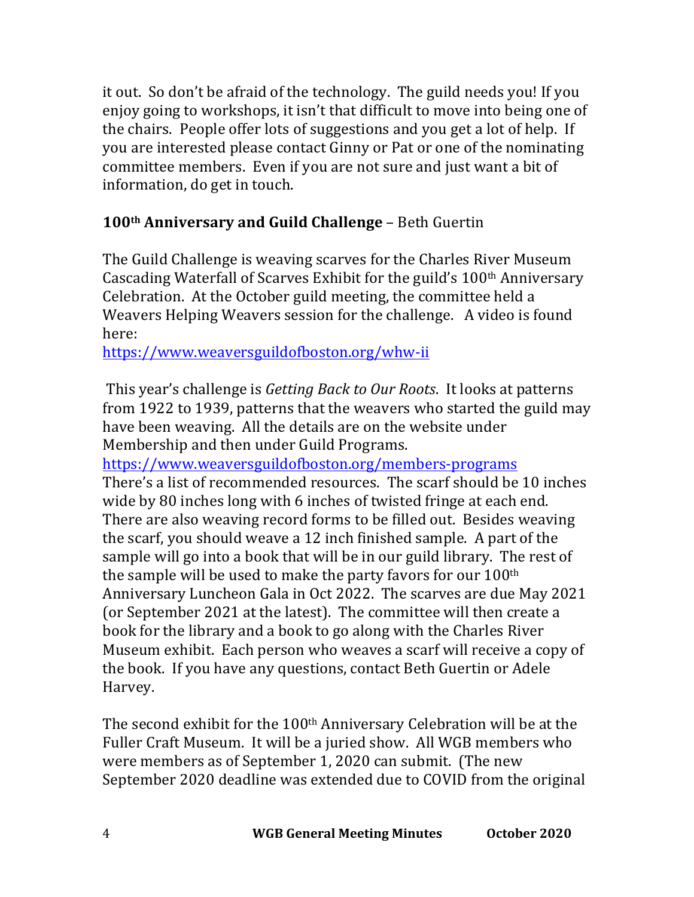it out. So don't be afraid of the technology. The guild needs you! If you enjoy going to workshops, it isn't that difficult to move into being one of the chairs. People offer lots of suggestions and you get a lot of help. If you are interested please contact Ginny or Pat or one of the nominating committee members. Even if you are not sure and just want a bit of information, do get in touch.

**100th Anniversary and Guild Challenge** – Beth Guertin

The Guild Challenge is weaving scarves for the Charles River Museum Cascading Waterfall of Scarves Exhibit for the guild's 100th Anniversary Celebration. At the October guild meeting, the committee held a Weavers Helping Weavers session for the challenge. A video is found here:
https://www.weaversguildofboston.org/whw-ii

This year's challenge is *Getting Back to Our Roots*. It looks at patterns from 1922 to 1939, patterns that the weavers who started the guild may have been weaving. All the details are on the website under Membership and then under Guild Programs.
https://www.weaversguildofboston.org/members-programs
There's a list of recommended resources. The scarf should be 10 inches wide by 80 inches long with 6 inches of twisted fringe at each end. There are also weaving record forms to be filled out. Besides weaving the scarf, you should weave a 12 inch finished sample. A part of the sample will go into a book that will be in our guild library. The rest of the sample will be used to make the party favors for our 100th Anniversary Luncheon Gala in Oct 2022. The scarves are due May 2021 (or September 2021 at the latest). The committee will then create a book for the library and a book to go along with the Charles River Museum exhibit. Each person who weaves a scarf will receive a copy of the book. If you have any questions, contact Beth Guertin or Adele Harvey.

The second exhibit for the 100th Anniversary Celebration will be at the Fuller Craft Museum. It will be a juried show. All WGB members who were members as of September 1, 2020 can submit. (The new September 2020 deadline was extended due to COVID from the original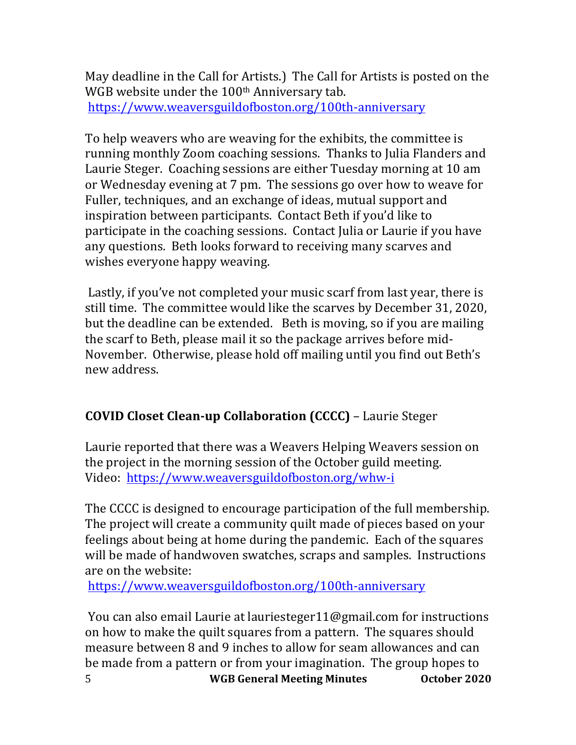May deadline in the Call for Artists.) The Call for Artists is posted on the WGB website under the 100th Anniversary tab.
https://www.weaversguildofboston.org/100th-anniversary

To help weavers who are weaving for the exhibits, the committee is running monthly Zoom coaching sessions. Thanks to Julia Flanders and Laurie Steger. Coaching sessions are either Tuesday morning at 10 am or Wednesday evening at 7 pm. The sessions go over how to weave for Fuller, techniques, and an exchange of ideas, mutual support and inspiration between participants. Contact Beth if you'd like to participate in the coaching sessions. Contact Julia or Laurie if you have any questions. Beth looks forward to receiving many scarves and wishes everyone happy weaving.

Lastly, if you've not completed your music scarf from last year, there is still time. The committee would like the scarves by December 31, 2020, but the deadline can be extended. Beth is moving, so if you are mailing the scarf to Beth, please mail it so the package arrives before mid-November. Otherwise, please hold off mailing until you find out Beth's new address.

**COVID Closet Clean-up Collaboration (CCCC)** – Laurie Steger

Laurie reported that there was a Weavers Helping Weavers session on the project in the morning session of the October guild meeting.
Video: https://www.weaversguildofboston.org/whw-i

The CCCC is designed to encourage participation of the full membership. The project will create a community quilt made of pieces based on your feelings about being at home during the pandemic. Each of the squares will be made of handwoven swatches, scraps and samples. Instructions are on the website:
https://www.weaversguildofboston.org/100th-anniversary

You can also email Laurie at lauriesteger11@gmail.com for instructions on how to make the quilt squares from a pattern. The squares should measure between 8 and 9 inches to allow for seam allowances and can be made from a pattern or from your imagination. The group hopes to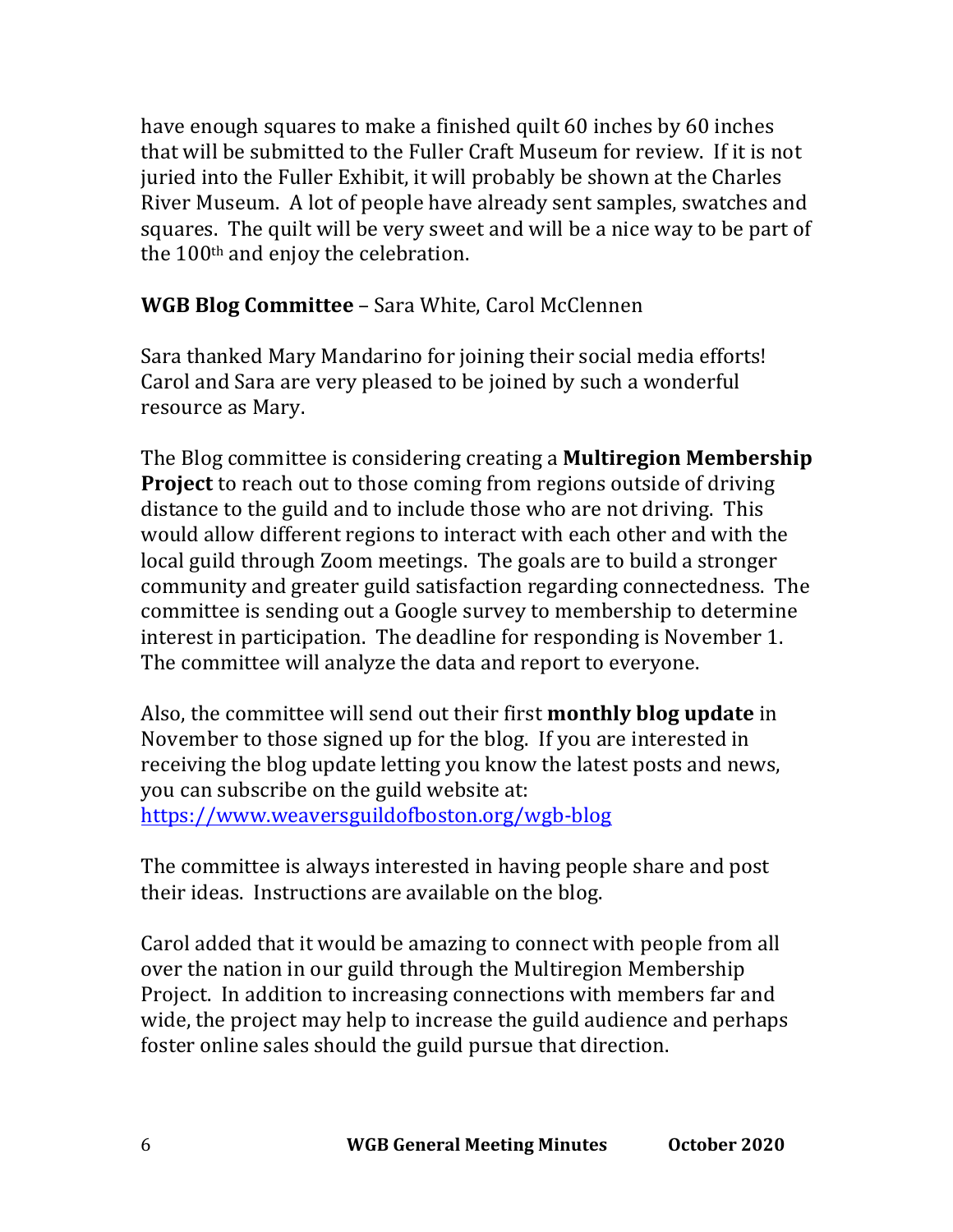have enough squares to make a finished quilt 60 inches by 60 inches that will be submitted to the Fuller Craft Museum for review. If it is not juried into the Fuller Exhibit, it will probably be shown at the Charles River Museum. A lot of people have already sent samples, swatches and squares. The quilt will be very sweet and will be a nice way to be part of the 100th and enjoy the celebration.

**WGB Blog Committee** – Sara White, Carol McClennen

Sara thanked Mary Mandarino for joining their social media efforts! Carol and Sara are very pleased to be joined by such a wonderful resource as Mary.

The Blog committee is considering creating a **Multiregion Membership Project** to reach out to those coming from regions outside of driving distance to the guild and to include those who are not driving. This would allow different regions to interact with each other and with the local guild through Zoom meetings. The goals are to build a stronger community and greater guild satisfaction regarding connectedness. The committee is sending out a Google survey to membership to determine interest in participation. The deadline for responding is November 1. The committee will analyze the data and report to everyone.

Also, the committee will send out their first **monthly blog update** in November to those signed up for the blog. If you are interested in receiving the blog update letting you know the latest posts and news, you can subscribe on the guild website at: [https://www.weaversguildofboston.org/wgb-blog](https://www.weaversguildofboston.org/wgb-blog)

The committee is always interested in having people share and post their ideas. Instructions are available on the blog.

Carol added that it would be amazing to connect with people from all over the nation in our guild through the Multiregion Membership Project. In addition to increasing connections with members far and wide, the project may help to increase the guild audience and perhaps foster online sales should the guild pursue that direction.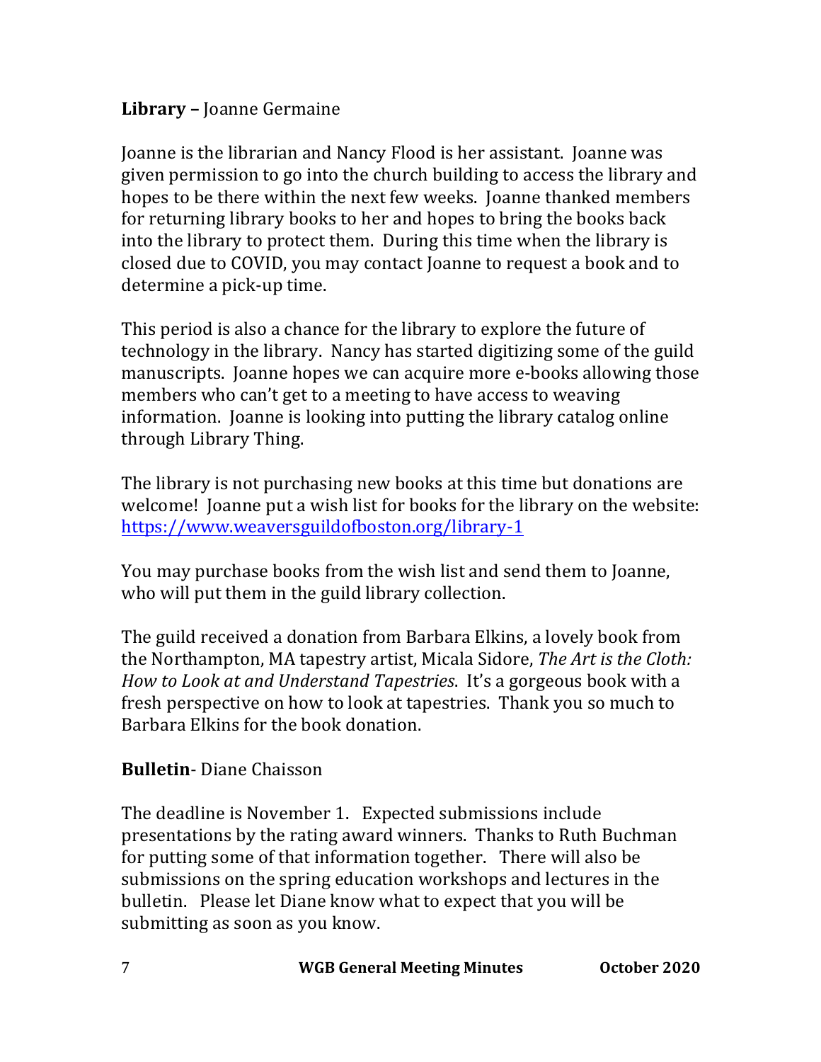**Library –** Joanne Germaine

Joanne is the librarian and Nancy Flood is her assistant. Joanne was given permission to go into the church building to access the library and hopes to be there within the next few weeks. Joanne thanked members for returning library books to her and hopes to bring the books back into the library to protect them. During this time when the library is closed due to COVID, you may contact Joanne to request a book and to determine a pick-up time.

This period is also a chance for the library to explore the future of technology in the library. Nancy has started digitizing some of the guild manuscripts. Joanne hopes we can acquire more e-books allowing those members who can't get to a meeting to have access to weaving information. Joanne is looking into putting the library catalog online through Library Thing.

The library is not purchasing new books at this time but donations are welcome! Joanne put a wish list for books for the library on the website: [https://www.weaversguildofboston.org/library-1](https://www.weaversguildofboston.org/library-1)

You may purchase books from the wish list and send them to Joanne, who will put them in the guild library collection.

The guild received a donation from Barbara Elkins, a lovely book from the Northampton, MA tapestry artist, Micala Sidore, *The Art is the Cloth: How to Look at and Understand Tapestries*. It's a gorgeous book with a fresh perspective on how to look at tapestries. Thank you so much to Barbara Elkins for the book donation.

**Bulletin**- Diane Chaisson

The deadline is November 1. Expected submissions include presentations by the rating award winners. Thanks to Ruth Buchman for putting some of that information together. There will also be submissions on the spring education workshops and lectures in the bulletin. Please let Diane know what to expect that you will be submitting as soon as you know.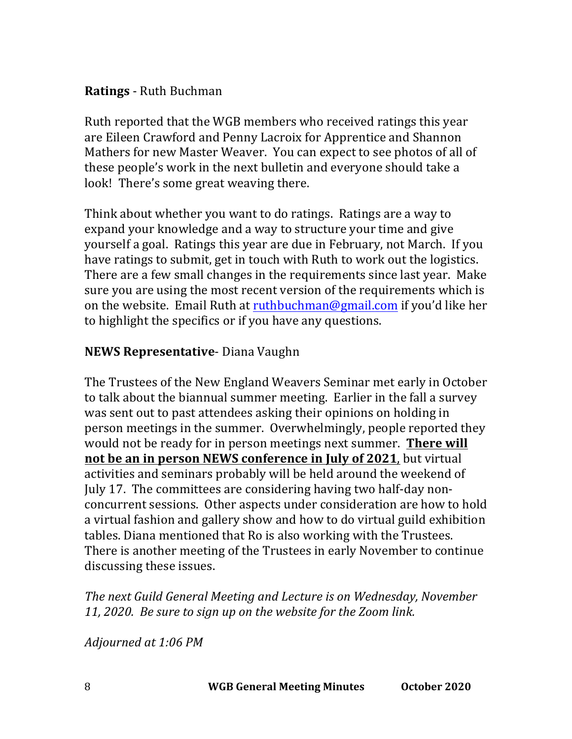**Ratings** - Ruth Buchman

Ruth reported that the WGB members who received ratings this year are Eileen Crawford and Penny Lacroix for Apprentice and Shannon Mathers for new Master Weaver. You can expect to see photos of all of these people's work in the next bulletin and everyone should take a look! There's some great weaving there.

Think about whether you want to do ratings. Ratings are a way to expand your knowledge and a way to structure your time and give yourself a goal. Ratings this year are due in February, not March. If you have ratings to submit, get in touch with Ruth to work out the logistics. There are a few small changes in the requirements since last year. Make sure you are using the most recent version of the requirements which is on the website. Email Ruth at ruthbuchman@gmail.com if you'd like her to highlight the specifics or if you have any questions.

**NEWS Representative**- Diana Vaughn

The Trustees of the New England Weavers Seminar met early in October to talk about the biannual summer meeting. Earlier in the fall a survey was sent out to past attendees asking their opinions on holding in person meetings in the summer. Overwhelmingly, people reported they would not be ready for in person meetings next summer. **<u>There will not be an in person NEWS conference in July of 2021</u>**, but virtual activities and seminars probably will be held around the weekend of July 17. The committees are considering having two half-day non-concurrent sessions. Other aspects under consideration are how to hold a virtual fashion and gallery show and how to do virtual guild exhibition tables. Diana mentioned that Ro is also working with the Trustees. There is another meeting of the Trustees in early November to continue discussing these issues.

*The next Guild General Meeting and Lecture is on Wednesday, November 11, 2020. Be sure to sign up on the website for the Zoom link.*

*Adjourned at 1:06 PM*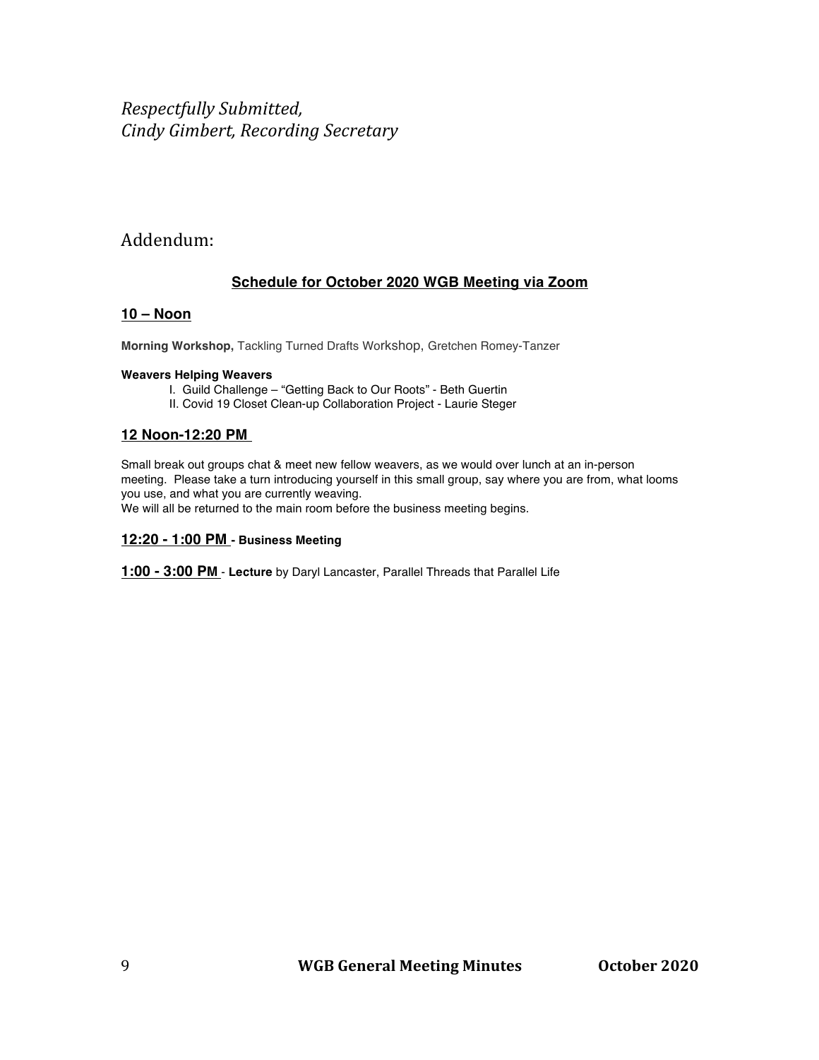*Respectfully Submitted,*
*Cindy Gimbert, Recording Secretary*

## Addendum:

### **Schedule for October 2020 WGB Meeting via Zoom**

#### **10 – Noon**

**Morning Workshop,** Tackling Turned Drafts Workshop, Gretchen Romey-Tanzer

**Weavers Helping Weavers**

I. Guild Challenge – "Getting Back to Our Roots" - Beth Guertin
II. Covid 19 Closet Clean-up Collaboration Project - Laurie Steger

#### **12 Noon-12:20 PM**

Small break out groups chat & meet new fellow weavers, as we would over lunch at an in-person meeting. Please take a turn introducing yourself in this small group, say where you are from, what looms you use, and what you are currently weaving.
We will all be returned to the main room before the business meeting begins.

**12:20 - 1:00 PM - Business Meeting**

**1:00 - 3:00 PM** - **Lecture** by Daryl Lancaster, Parallel Threads that Parallel Life